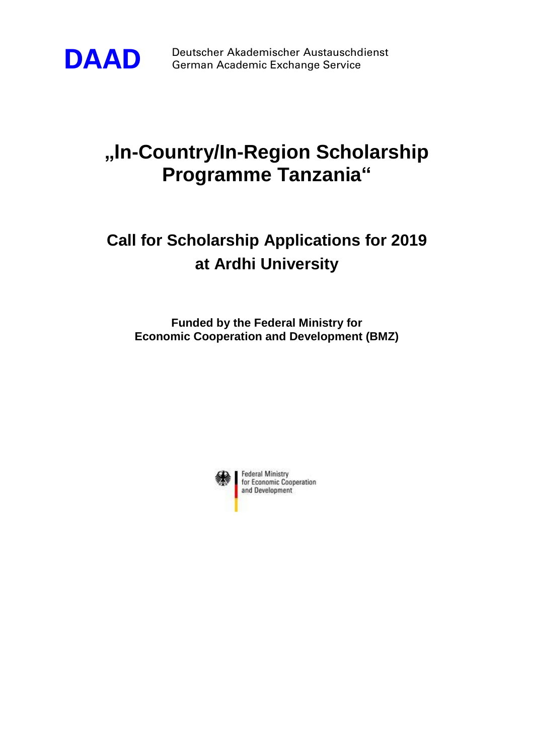**DAAD** Deutscher Akademischer Austauschdienst
German Academic Exchange Service

# „In-Country/In-Region Scholarship Programme Tanzania“

## Call for Scholarship Applications for 2019 at Ardhi University

**Funded by the Federal Ministry for Economic Cooperation and Development (BMZ)**

Federal Ministry for Economic Cooperation and Development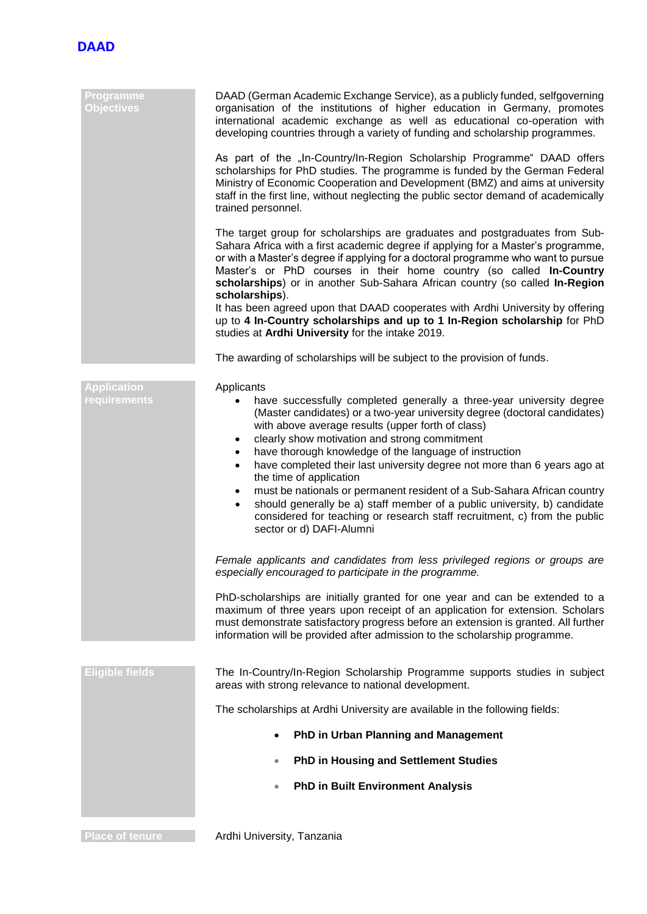**DAAD**

## Programme Objectives

DAAD (German Academic Exchange Service), as a publicly funded, selfgoverning organisation of the institutions of higher education in Germany, promotes international academic exchange as well as educational co-operation with developing countries through a variety of funding and scholarship programmes.

As part of the „In-Country/In-Region Scholarship Programme" DAAD offers scholarships for PhD studies. The programme is funded by the German Federal Ministry of Economic Cooperation and Development (BMZ) and aims at university staff in the first line, without neglecting the public sector demand of academically trained personnel.

The target group for scholarships are graduates and postgraduates from Sub-Sahara Africa with a first academic degree if applying for a Master's programme, or with a Master's degree if applying for a doctoral programme who want to pursue Master's or PhD courses in their home country (so called **In-Country scholarships**) or in another Sub-Sahara African country (so called **In-Region scholarships**).
It has been agreed upon that DAAD cooperates with Ardhi University by offering up to **4 In-Country scholarships and up to 1 In-Region scholarship** for PhD studies at **Ardhi University** for the intake 2019.

The awarding of scholarships will be subject to the provision of funds.

## Application requirements

Applicants

- have successfully completed generally a three-year university degree (Master candidates) or a two-year university degree (doctoral candidates) with above average results (upper forth of class)
- clearly show motivation and strong commitment
- have thorough knowledge of the language of instruction
- have completed their last university degree not more than 6 years ago at the time of application
- must be nationals or permanent resident of a Sub-Sahara African country
- should generally be a) staff member of a public university, b) candidate considered for teaching or research staff recruitment, c) from the public sector or d) DAFI-Alumni

*Female applicants and candidates from less privileged regions or groups are especially encouraged to participate in the programme.*

PhD-scholarships are initially granted for one year and can be extended to a maximum of three years upon receipt of an application for extension. Scholars must demonstrate satisfactory progress before an extension is granted. All further information will be provided after admission to the scholarship programme.

## Eligible fields

The In-Country/In-Region Scholarship Programme supports studies in subject areas with strong relevance to national development.

The scholarships at Ardhi University are available in the following fields:

- **PhD in Urban Planning and Management**
- **PhD in Housing and Settlement Studies**
- **PhD in Built Environment Analysis**

## Place of tenure

Ardhi University, Tanzania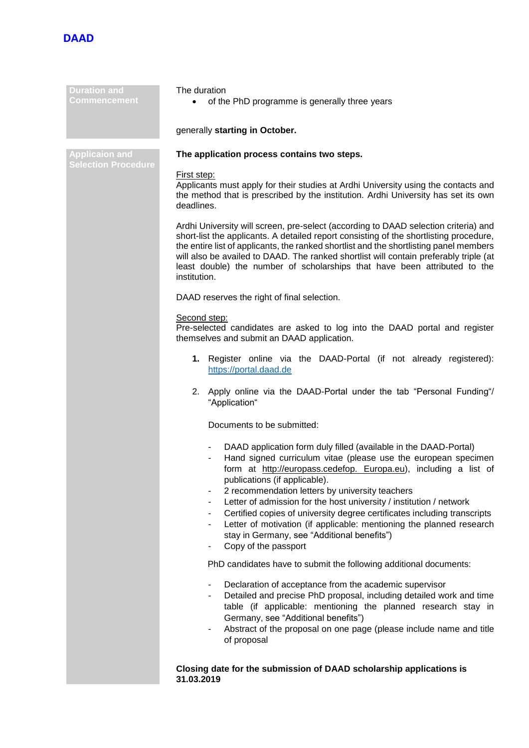**DAAD**

| | |
|---|---|
| **Duration and Commencement** | The duration<br>• of the PhD programme is generally three years<br><br>generally **starting in October.** |
| **Applicaion and Selection Procedure** | **The application process contains two steps.**<br><br>First step:<br>Applicants must apply for their studies at Ardhi University using the contacts and the method that is prescribed by the institution. Ardhi University has set its own deadlines.<br><br>Ardhi University will screen, pre-select (according to DAAD selection criteria) and short-list the applicants. A detailed report consisting of the shortlisting procedure, the entire list of applicants, the ranked shortlist and the shortlisting panel members will also be availed to DAAD. The ranked shortlist will contain preferably triple (at least double) the number of scholarships that have been attributed to the institution.<br><br>DAAD reserves the right of final selection.<br><br>Second step:<br>Pre-selected candidates are asked to log into the DAAD portal and register themselves and submit an DAAD application.<br><br>**1.** Register online via the DAAD-Portal (if not already registered): https://portal.daad.de<br><br>2. Apply online via the DAAD-Portal under the tab "Personal Funding"/ "Application"<br><br>Documents to be submitted:<br><br>- DAAD application form duly filled (available in the DAAD-Portal)<br>- Hand signed curriculum vitae (please use the european specimen form at http://europass.cedefop. Europa.eu), including a list of publications (if applicable).<br>- 2 recommendation letters by university teachers<br>- Letter of admission for the host university / institution / network<br>- Certified copies of university degree certificates including transcripts<br>- Letter of motivation (if applicable: mentioning the planned research stay in Germany, see "Additional benefits")<br>- Copy of the passport<br><br>PhD candidates have to submit the following additional documents:<br><br>- Declaration of acceptance from the academic supervisor<br>- Detailed and precise PhD proposal, including detailed work and time table (if applicable: mentioning the planned research stay in Germany, see "Additional benefits")<br>- Abstract of the proposal on one page (please include name and title of proposal<br><br>**Closing date for the submission of DAAD scholarship applications is 31.03.2019** |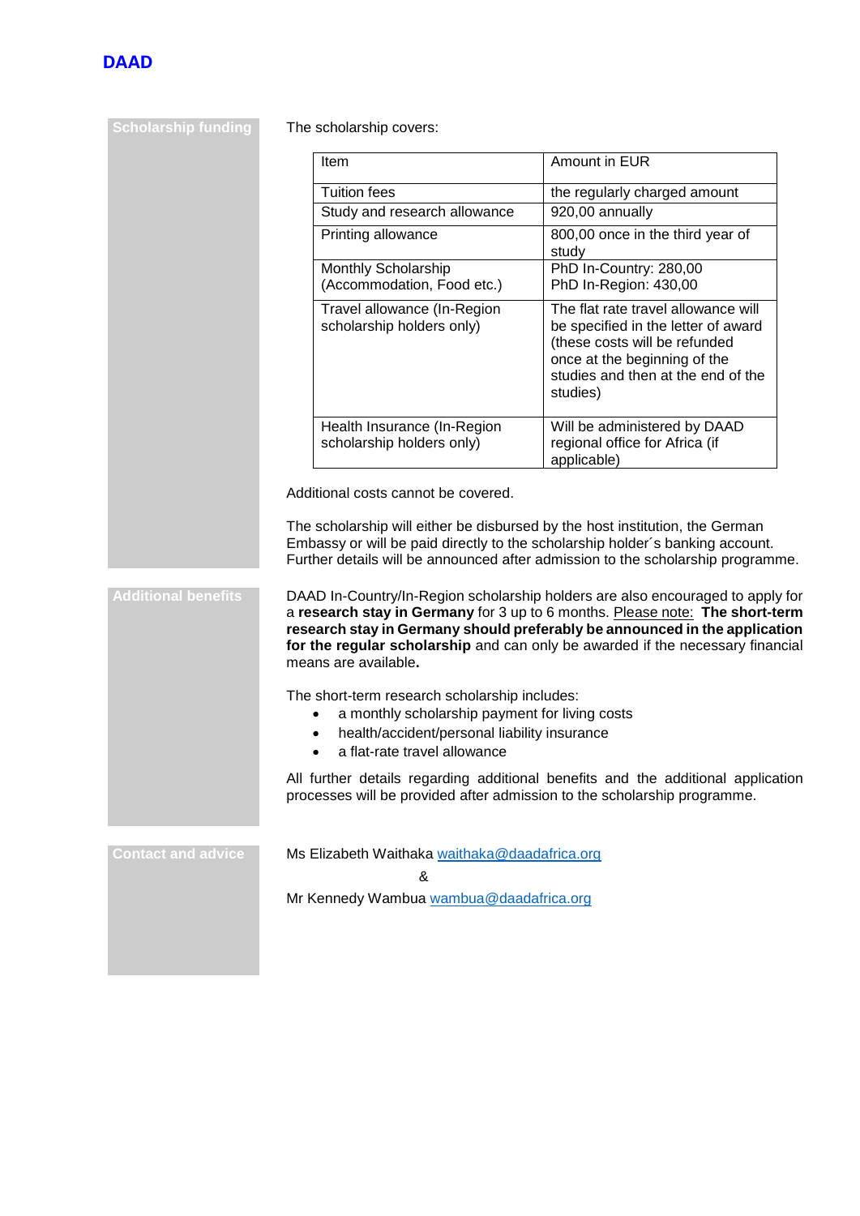**DAAD**

## Scholarship funding

The scholarship covers:

| Item | Amount in EUR |
|---|---|
| Tuition fees | the regularly charged amount |
| Study and research allowance | 920,00 annually |
| Printing allowance | 800,00 once in the third year of study |
| Monthly Scholarship (Accommodation, Food etc.) | PhD In-Country: 280,00<br>PhD In-Region: 430,00 |
| Travel allowance (In-Region scholarship holders only) | The flat rate travel allowance will be specified in the letter of award (these costs will be refunded once at the beginning of the studies and then at the end of the studies) |
| Health Insurance (In-Region scholarship holders only) | Will be administered by DAAD regional office for Africa (if applicable) |

Additional costs cannot be covered.

The scholarship will either be disbursed by the host institution, the German Embassy or will be paid directly to the scholarship holder´s banking account. Further details will be announced after admission to the scholarship programme.

## Additional benefits

DAAD In-Country/In-Region scholarship holders are also encouraged to apply for a **research stay in Germany** for 3 up to 6 months. Please note: **The short-term research stay in Germany should preferably be announced in the application for the regular scholarship** and can only be awarded if the necessary financial means are available**.**

The short-term research scholarship includes:

- a monthly scholarship payment for living costs
- health/accident/personal liability insurance
- a flat-rate travel allowance

All further details regarding additional benefits and the additional application processes will be provided after admission to the scholarship programme.

## Contact and advice

Ms Elizabeth Waithaka waithaka@daadafrica.org

&

Mr Kennedy Wambua wambua@daadafrica.org